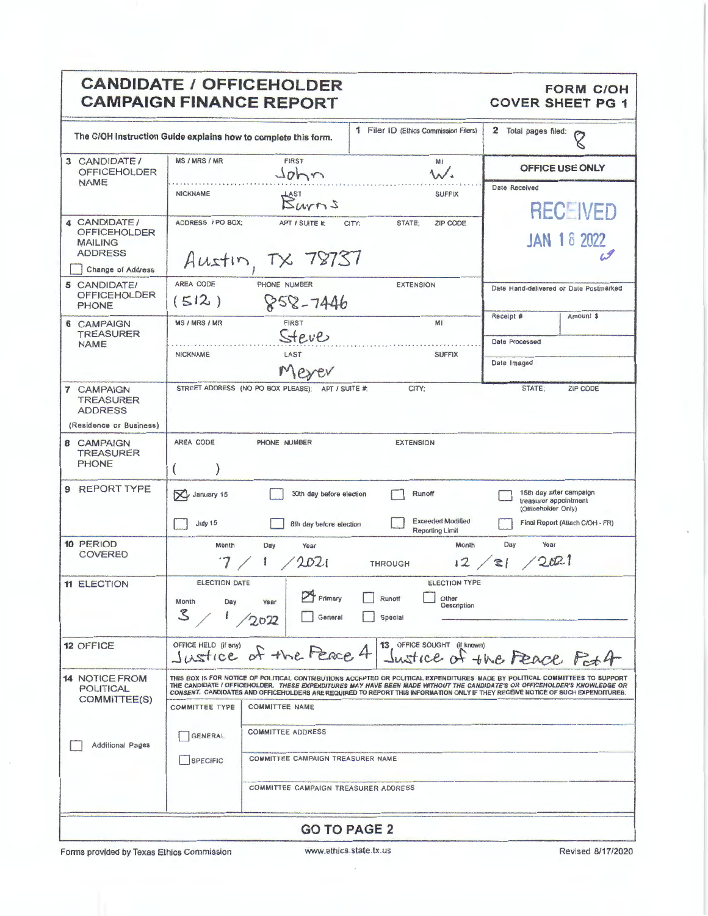# CANDIDATE / OFFICEHOLDER CAMPAIGN FINANCE REPORT

**FORM C/OH COVER SHEET PG 1**

The C/OH Instruction Guide explains how to complete this form.

**1** Filer ID (Ethics Commission Filers):

**2** Total pages filed: 8

| Field | | | | |
|---|---|---|---|---|
| **3 CANDIDATE / OFFICEHOLDER NAME** | MS / MRS / MR: | FIRST: John | MI: W. | |
| | NICKNAME: | LAST: Burns | SUFFIX: | |
| **4 CANDIDATE / OFFICEHOLDER MAILING ADDRESS** ☐ Change of Address | ADDRESS / PO BOX; APT / SUITE #; CITY; STATE; ZIP CODE | Austin, TX 78737 | | |
| **5 CANDIDATE/ OFFICEHOLDER PHONE** | AREA CODE: (512) | PHONE NUMBER: 858-7446 | EXTENSION: | |
| **6 CAMPAIGN TREASURER NAME** | MS / MRS / MR: | FIRST: Steve | MI: | |
| | NICKNAME: | LAST: Meyer | SUFFIX: | |
| **7 CAMPAIGN TREASURER ADDRESS** (Residence or Business) | STREET ADDRESS (NO PO BOX PLEASE); APT / SUITE #; CITY; STATE; ZIP CODE | | | |
| **8 CAMPAIGN TREASURER PHONE** | AREA CODE: ( ) | PHONE NUMBER: | EXTENSION: | |

**OFFICE USE ONLY**

Date Received: RECEIVED JAN 18 2022

Date Hand-delivered or Date Postmarked:

Receipt #: Amount $:

Date Processed:

Date Imaged:

**9 REPORT TYPE**

- [x] January 15
- [ ] 30th day before election
- [ ] Runoff
- [ ] 15th day after campaign treasurer appointment (Officeholder Only)
- [ ] July 15
- [ ] 8th day before election
- [ ] Exceeded Modified Reporting Limit
- [ ] Final Report (Attach C/OH - FR)

**10 PERIOD COVERED**

Month / Day / Year: 7 / 1 / 2021 THROUGH Month / Day / Year: 12 / 31 / 2021

**11 ELECTION**

ELECTION DATE: Month / Day / Year: 3 / 1 / 2022

ELECTION TYPE:
- [x] Primary
- [ ] Runoff
- [ ] Other Description
- [ ] General
- [ ] Special

**12 OFFICE** — OFFICE HELD (if any): Justice of the Peace 4

**13** OFFICE SOUGHT (if known): Justice of the Peace Pct 4

**14 NOTICE FROM POLITICAL COMMITTEE(S)**

☐ Additional Pages

THIS BOX IS FOR NOTICE OF POLITICAL CONTRIBUTIONS ACCEPTED OR POLITICAL EXPENDITURES MADE BY POLITICAL COMMITTEES TO SUPPORT THE CANDIDATE / OFFICEHOLDER. *THESE EXPENDITURES MAY HAVE BEEN MADE WITHOUT THE CANDIDATE'S OR OFFICEHOLDER'S KNOWLEDGE OR CONSENT.* CANDIDATES AND OFFICEHOLDERS ARE REQUIRED TO REPORT THIS INFORMATION ONLY IF THEY RECEIVE NOTICE OF SUCH EXPENDITURES.

| COMMITTEE TYPE | |
|---|---|
| | COMMITTEE NAME |
| ☐ GENERAL | COMMITTEE ADDRESS |
| ☐ SPECIFIC | COMMITTEE CAMPAIGN TREASURER NAME |
| | COMMITTEE CAMPAIGN TREASURER ADDRESS |

**GO TO PAGE 2**

Forms provided by Texas Ethics Commission www.ethics.state.tx.us Revised 8/17/2020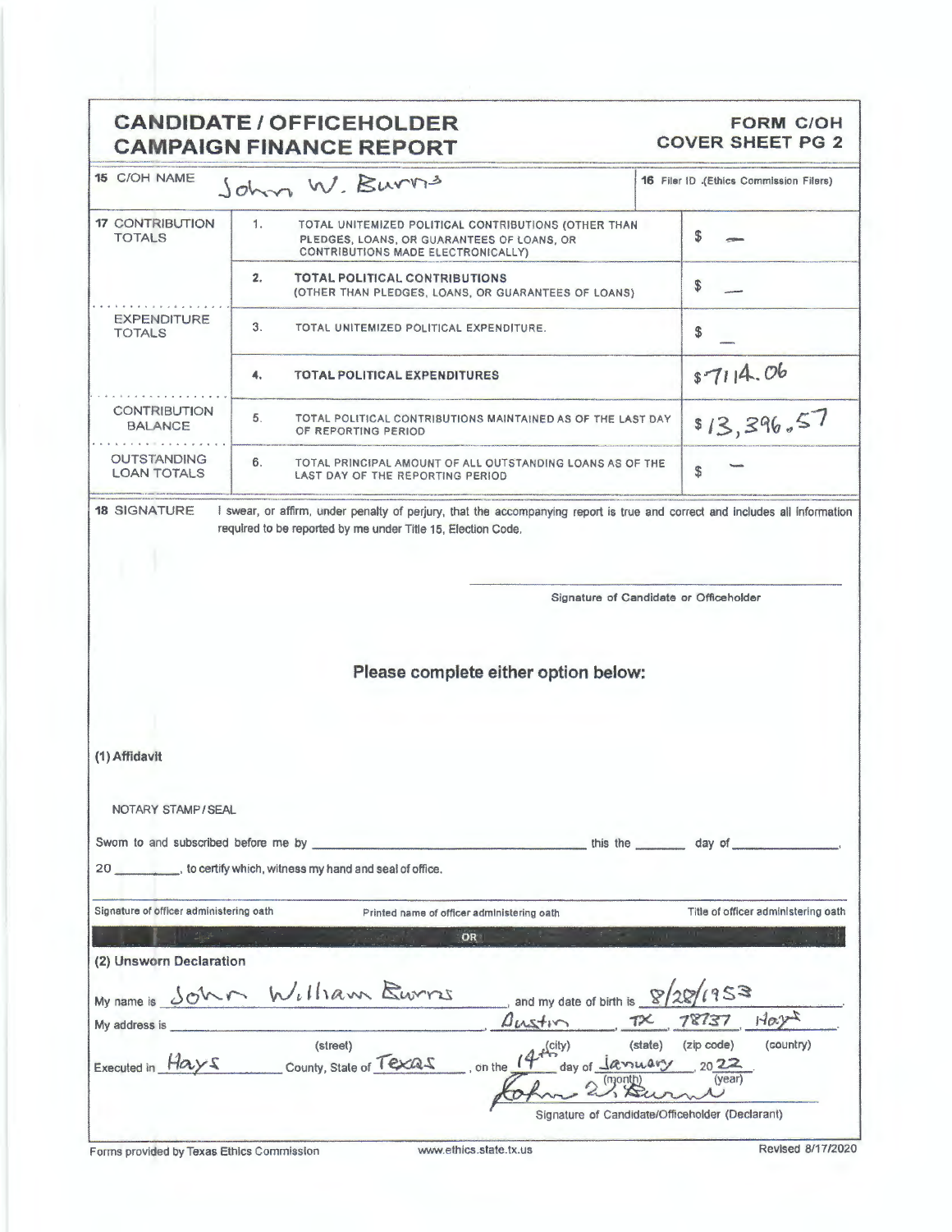# CANDIDATE / OFFICEHOLDER CAMPAIGN FINANCE REPORT

**FORM C/OH**
**COVER SHEET PG 2**

| 15 C/OH NAME | John W. Burns | 16 Filer ID (Ethics Commission Filers) |
|---|---|---|

| | | | |
|---|---|---|---|
| **17** CONTRIBUTION TOTALS | 1. | TOTAL UNITEMIZED POLITICAL CONTRIBUTIONS (OTHER THAN PLEDGES, LOANS, OR GUARANTEES OF LOANS, OR CONTRIBUTIONS MADE ELECTRONICALLY) | $ — |
| | 2. | **TOTAL POLITICAL CONTRIBUTIONS** (OTHER THAN PLEDGES, LOANS, OR GUARANTEES OF LOANS) | $ — |
| EXPENDITURE TOTALS | 3. | TOTAL UNITEMIZED POLITICAL EXPENDITURE. | $ — |
| | 4. | **TOTAL POLITICAL EXPENDITURES** | $7114.06 |
| CONTRIBUTION BALANCE | 5. | TOTAL POLITICAL CONTRIBUTIONS MAINTAINED AS OF THE LAST DAY OF REPORTING PERIOD | $13,396.57 |
| OUTSTANDING LOAN TOTALS | 6. | TOTAL PRINCIPAL AMOUNT OF ALL OUTSTANDING LOANS AS OF THE LAST DAY OF THE REPORTING PERIOD | $ — |

**18** SIGNATURE

I swear, or affirm, under penalty of perjury, that the accompanying report is true and correct and includes all information required to be reported by me under Title 15, Election Code.

Signature of Candidate or Officeholder

## Please complete either option below:

### (1) Affidavit

NOTARY STAMP / SEAL

Sworn to and subscribed before me by \_\_\_\_\_\_\_\_\_\_ this the \_\_\_\_ day of \_\_\_\_\_\_\_\_, 20 \_\_\_\_, to certify which, witness my hand and seal of office.

Signature of officer administering oath | Printed name of officer administering oath | Title of officer administering oath

**OR**

### (2) Unsworn Declaration

My name is John William Burns, and my date of birth is 8/28/1953.

My address is \_\_\_\_\_\_\_\_, Austin, TX, 78737, Hays.
(street) (city) (state) (zip code) (country)

Executed in Hays County, State of Texas, on the 14th day of January, 2022.
(month) (year)

John W. Burns

Signature of Candidate/Officeholder (Declarant)

Forms provided by Texas Ethics Commission www.ethics.state.tx.us Revised 8/17/2020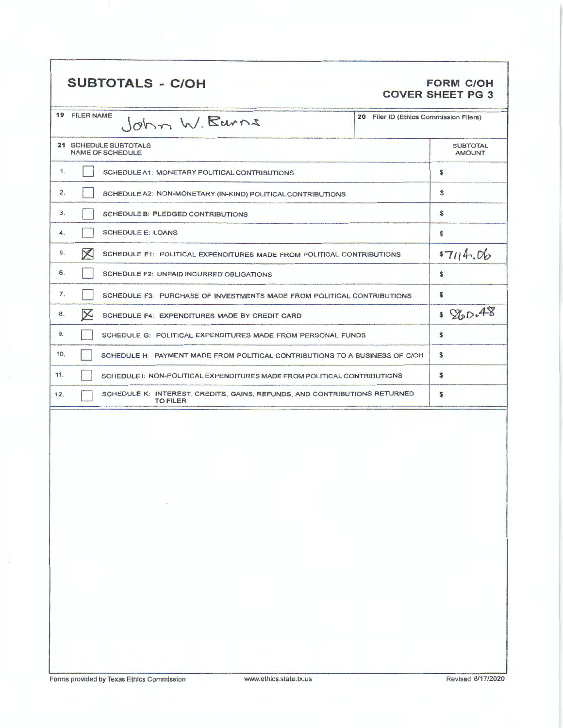## SUBTOTALS - C/OH

**FORM C/OH**
**COVER SHEET PG 3**

| 19 FILER NAME | 20 Filer ID (Ethics Commission Filers) |
|---|---|
| John W. Burns | |

| 21 SCHEDULE SUBTOTALS NAME OF SCHEDULE | | SUBTOTAL AMOUNT |
|---|---|---|
| 1. | ☐ SCHEDULE A1: MONETARY POLITICAL CONTRIBUTIONS | $ |
| 2. | ☐ SCHEDULE A2: NON-MONETARY (IN-KIND) POLITICAL CONTRIBUTIONS | $ |
| 3. | ☐ SCHEDULE B: PLEDGED CONTRIBUTIONS | $ |
| 4. | ☐ SCHEDULE E: LOANS | $ |
| 5. | ☒ SCHEDULE F1: POLITICAL EXPENDITURES MADE FROM POLITICAL CONTRIBUTIONS | $7114.06 |
| 6. | ☐ SCHEDULE F2: UNPAID INCURRED OBLIGATIONS | $ |
| 7. | ☐ SCHEDULE F3: PURCHASE OF INVESTMENTS MADE FROM POLITICAL CONTRIBUTIONS | $ |
| 8. | ☒ SCHEDULE F4: EXPENDITURES MADE BY CREDIT CARD | $ 860.48 |
| 9. | ☐ SCHEDULE G: POLITICAL EXPENDITURES MADE FROM PERSONAL FUNDS | $ |
| 10. | ☐ SCHEDULE H: PAYMENT MADE FROM POLITICAL CONTRIBUTIONS TO A BUSINESS OF C/OH | $ |
| 11. | ☐ SCHEDULE I: NON-POLITICAL EXPENDITURES MADE FROM POLITICAL CONTRIBUTIONS | $ |
| 12. | ☐ SCHEDULE K: INTEREST, CREDITS, GAINS, REFUNDS, AND CONTRIBUTIONS RETURNED TO FILER | $ |

Forms provided by Texas Ethics Commission www.ethics.state.tx.us Revised 8/17/2020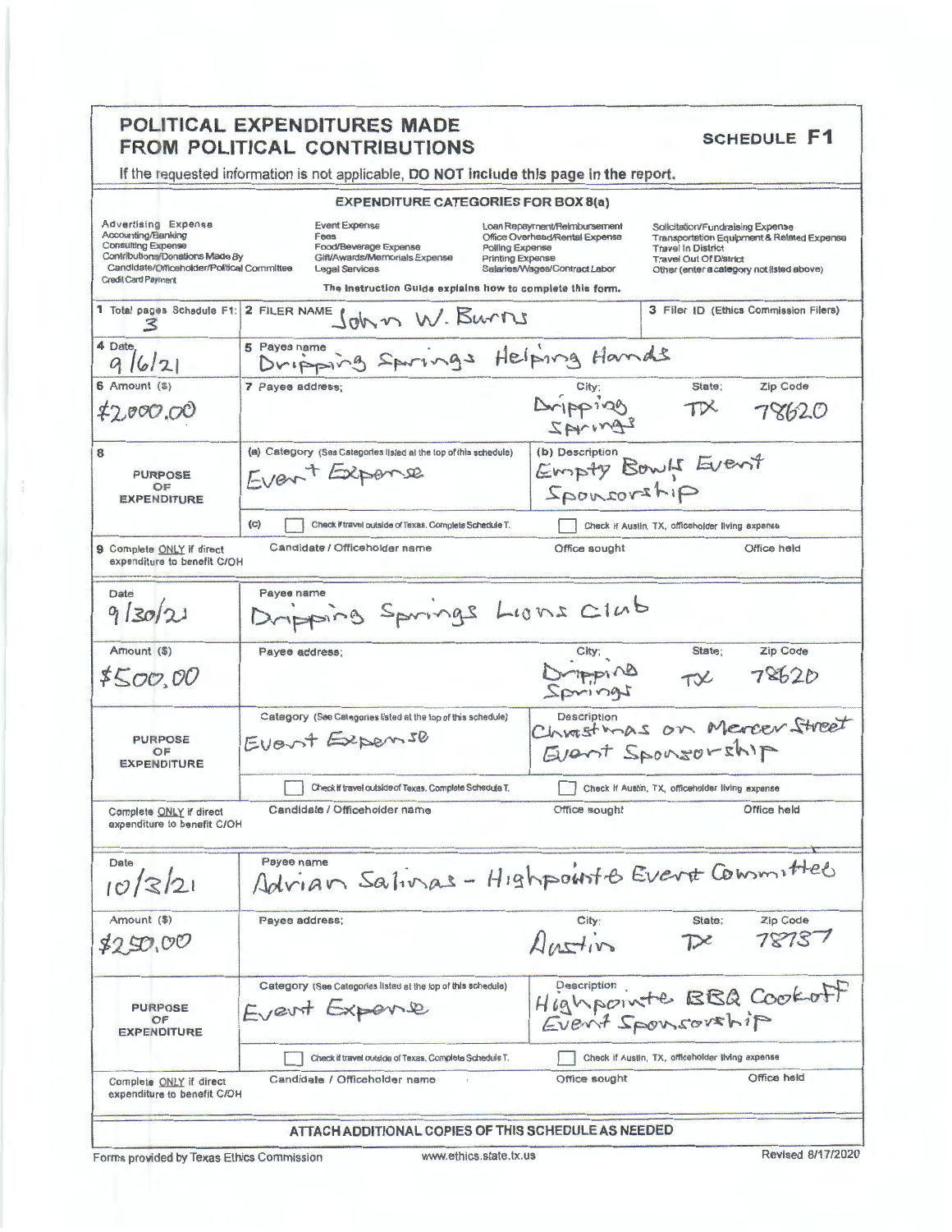## POLITICAL EXPENDITURES MADE FROM POLITICAL CONTRIBUTIONS

**SCHEDULE F1**

If the requested information is not applicable, **DO NOT include this page in the report.**

### EXPENDITURE CATEGORIES FOR BOX 8(a)

| | | | |
|---|---|---|---|
| Advertising Expense<br>Accounting/Banking<br>Consulting Expense<br>Contributions/Donations Made By Candidate/Officeholder/Political Committee<br>Credit Card Payment | Event Expense<br>Fees<br>Food/Beverage Expense<br>Gift/Awards/Memorials Expense<br>Legal Services | Loan Repayment/Reimbursement<br>Office Overhead/Rental Expense<br>Polling Expense<br>Printing Expense<br>Salaries/Wages/Contract Labor | Solicitation/Fundraising Expense<br>Transportation Equipment & Related Expense<br>Travel In District<br>Travel Out Of District<br>Other (enter a category not listed above) |

The Instruction Guide explains how to complete this form.

| | | |
|---|---|---|
| 1 Total pages Schedule F1: 3 | 2 FILER NAME John W. Burns | 3 Filer ID (Ethics Commission Filers) |

| | | | | |
|---|---|---|---|---|
| 4 Date 9/6/21 | 5 Payee name Dripping Springs Helping Hands | | | |
| 6 Amount ($) $2,000.00 | 7 Payee address; | City: Dripping Springs | State: TX | Zip Code 78620 |
| 8 PURPOSE OF EXPENDITURE | (a) Category (See Categories listed at the top of this schedule) Event Expense | (b) Description Empty Bowls Event Sponsorship | | |
| | (c) ☐ Check if travel outside of Texas. Complete Schedule T. | ☐ Check if Austin, TX, officeholder living expense | | |
| 9 Complete ONLY if direct expenditure to benefit C/OH | Candidate / Officeholder name | Office sought | Office held | |

| | | | | |
|---|---|---|---|---|
| Date 9/30/21 | Payee name Dripping Springs Lions Club | | | |
| Amount ($) $500.00 | Payee address; | City: Dripping Springs | State: TX | Zip Code 78620 |
| PURPOSE OF EXPENDITURE | Category (See Categories listed at the top of this schedule) Event Expense | Description Christmas on Mercer Street Event Sponsorship | | |
| | ☐ Check if travel outside of Texas. Complete Schedule T. | ☐ Check if Austin, TX, officeholder living expense | | |
| Complete ONLY if direct expenditure to benefit C/OH | Candidate / Officeholder name | Office sought | Office held | |

| | | | | |
|---|---|---|---|---|
| Date 10/3/21 | Payee name Adrian Salinas - Highpointe Event Committee | | | |
| Amount ($) $250.00 | Payee address; | City: Austin | State: TX | Zip Code 78737 |
| PURPOSE OF EXPENDITURE | Category (See Categories listed at the top of this schedule) Event Expense | Description Highpointe BBQ Cookoff Event Sponsorship | | |
| | ☐ Check if travel outside of Texas. Complete Schedule T. | ☐ Check if Austin, TX, officeholder living expense | | |
| Complete ONLY if direct expenditure to benefit C/OH | Candidate / Officeholder name | Office sought | Office held | |

**ATTACH ADDITIONAL COPIES OF THIS SCHEDULE AS NEEDED**

Forms provided by Texas Ethics Commission    www.ethics.state.tx.us    Revised 8/17/2020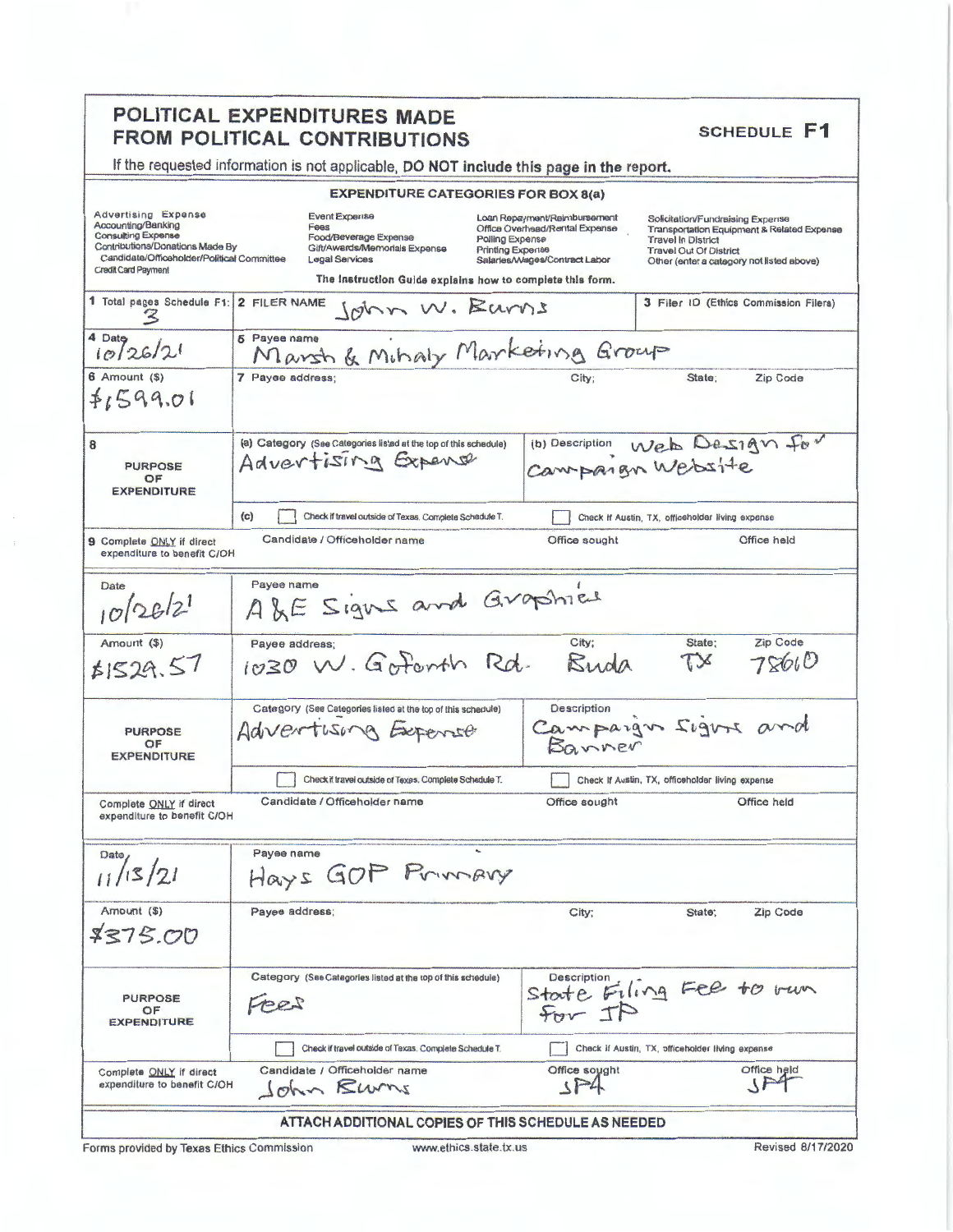# POLITICAL EXPENDITURES MADE FROM POLITICAL CONTRIBUTIONS

**SCHEDULE F1**

If the requested information is not applicable, **DO NOT include this page in the report.**

### EXPENDITURE CATEGORIES FOR BOX 8(a)

| | | | |
|---|---|---|---|
| Advertising Expense | Event Expense | Loan Repayment/Reimbursement | Solicitation/Fundraising Expense |
| Accounting/Banking | Fees | Office Overhead/Rental Expense | Transportation Equipment & Related Expense |
| Consulting Expense | Food/Beverage Expense | Polling Expense | Travel In District |
| Contributions/Donations Made By Candidate/Officeholder/Political Committee | Gift/Awards/Memorials Expense | Printing Expense | Travel Out Of District |
| Credit Card Payment | Legal Services | Salaries/Wages/Contract Labor | Other (enter a category not listed above) |

**The Instruction Guide explains how to complete this form.**

| | | |
|---|---|---|
| 1 Total pages Schedule F1: 3 | 2 FILER NAME John W. Burns | 3 Filer ID (Ethics Commission Filers) |

---

**4 Date:** 10/26/21

**5 Payee name:** Marsh & Mihaly Marketing Group

**6 Amount ($):** $1,599.01

**7 Payee address:** City: State: Zip Code:

**8 PURPOSE OF EXPENDITURE**

- (a) Category (See Categories listed at the top of this schedule): Advertising Expense
- (b) Description: Web Design for Campaign Website
- (c) ☐ Check if travel outside of Texas. Complete Schedule T. ☐ Check if Austin, TX, officeholder living expense

**9 Complete ONLY if direct expenditure to benefit C/OH** — Candidate / Officeholder name: Office sought: Office held:

---

**Date:** 10/26/21

**Payee name:** A&E Signs and Graphics

**Amount ($):** $1529.57

**Payee address:** 1030 W. Goforth Rd. City: Buda State: TX Zip Code: 78610

**PURPOSE OF EXPENDITURE**

- Category (See Categories listed at the top of this schedule): Advertising Expense
- Description: Campaign Signs and Banner
- ☐ Check if travel outside of Texas. Complete Schedule T. ☐ Check if Austin, TX, officeholder living expense

**Complete ONLY if direct expenditure to benefit C/OH** — Candidate / Officeholder name: Office sought: Office held:

---

**Date:** 11/13/21

**Payee name:** Hays GOP Primary

**Amount ($):** $375.00

**Payee address:** City: State: Zip Code:

**PURPOSE OF EXPENDITURE**

- Category (See Categories listed at the top of this schedule): Fees
- Description: State Filing Fee to run for JP
- ☐ Check if travel outside of Texas. Complete Schedule T. ☐ Check if Austin, TX, officeholder living expense

**Complete ONLY if direct expenditure to benefit C/OH** — Candidate / Officeholder name: John Burns Office sought: JP4 Office held: JP4

---

**ATTACH ADDITIONAL COPIES OF THIS SCHEDULE AS NEEDED**

Forms provided by Texas Ethics Commission www.ethics.state.tx.us Revised 8/17/2020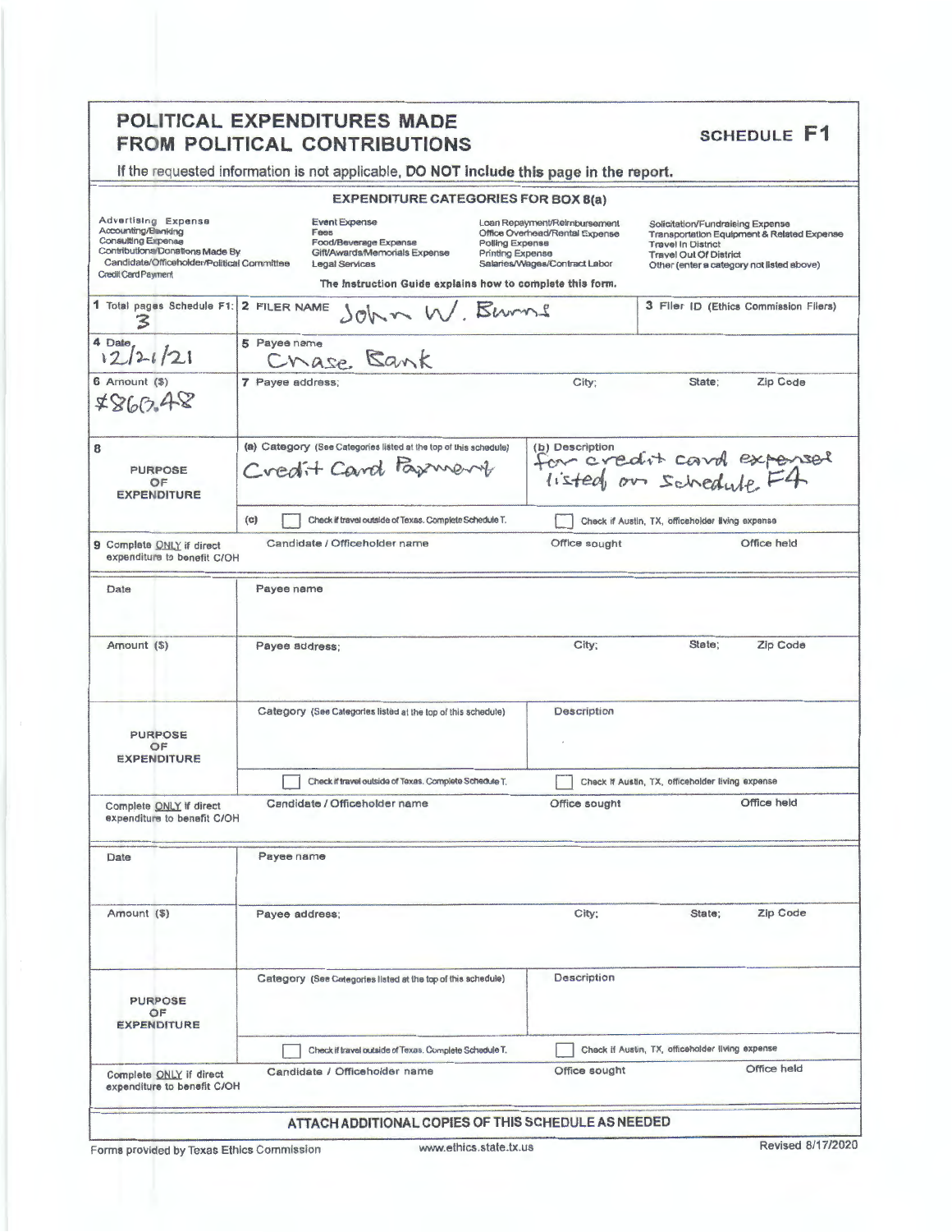# POLITICAL EXPENDITURES MADE FROM POLITICAL CONTRIBUTIONS

**SCHEDULE F1**

If the requested information is not applicable, **DO NOT include this page in the report.**

**EXPENDITURE CATEGORIES FOR BOX 8(a)**

| | | | |
|---|---|---|---|
| Advertising Expense<br>Accounting/Banking<br>Consulting Expense<br>Contributions/Donations Made By Candidate/Officeholder/Political Committee<br>Credit Card Payment | Event Expense<br>Fees<br>Food/Beverage Expense<br>Gift/Awards/Memorials Expense<br>Legal Services | Loan Repayment/Reimbursement<br>Office Overhead/Rental Expense<br>Polling Expense<br>Printing Expense<br>Salaries/Wages/Contract Labor | Solicitation/Fundraising Expense<br>Transportation Equipment & Related Expense<br>Travel In District<br>Travel Out Of District<br>Other (enter a category not listed above) |

The Instruction Guide explains how to complete this form.

| | | | | |
|---|---|---|---|---|
| **1** Total pages Schedule F1: 3 | **2** FILER NAME John W. Burns | | **3** Filer ID (Ethics Commission Filers) | |
| **4** Date 12/21/21 | **5** Payee name Chase Bank | | | |
| **6** Amount ($) $860.48 | **7** Payee address; | City; | State; | Zip Code |
| **8** PURPOSE OF EXPENDITURE | (a) Category (See Categories listed at the top of this schedule) Credit Card Payment | (b) Description for credit card expensed listed on Schedule F4 | | |
| | (c) ☐ Check if travel outside of Texas. Complete Schedule T. | ☐ Check if Austin, TX, officeholder living expense | | |
| **9** Complete ONLY if direct expenditure to benefit C/OH | Candidate / Officeholder name | Office sought | Office held | |

| | | | | |
|---|---|---|---|---|
| Date | Payee name | | | |
| Amount ($) | Payee address; | City; | State; | Zip Code |
| PURPOSE OF EXPENDITURE | Category (See Categories listed at the top of this schedule) | Description | | |
| | ☐ Check if travel outside of Texas. Complete Schedule T. | ☐ Check if Austin, TX, officeholder living expense | | |
| Complete ONLY if direct expenditure to benefit C/OH | Candidate / Officeholder name | Office sought | Office held | |

| | | | | |
|---|---|---|---|---|
| Date | Payee name | | | |
| Amount ($) | Payee address; | City; | State; | Zip Code |
| PURPOSE OF EXPENDITURE | Category (See Categories listed at the top of this schedule) | Description | | |
| | ☐ Check if travel outside of Texas. Complete Schedule T. | ☐ Check if Austin, TX, officeholder living expense | | |
| Complete ONLY if direct expenditure to benefit C/OH | Candidate / Officeholder name | Office sought | Office held | |

**ATTACH ADDITIONAL COPIES OF THIS SCHEDULE AS NEEDED**

Forms provided by Texas Ethics Commission www.ethics.state.tx.us Revised 8/17/2020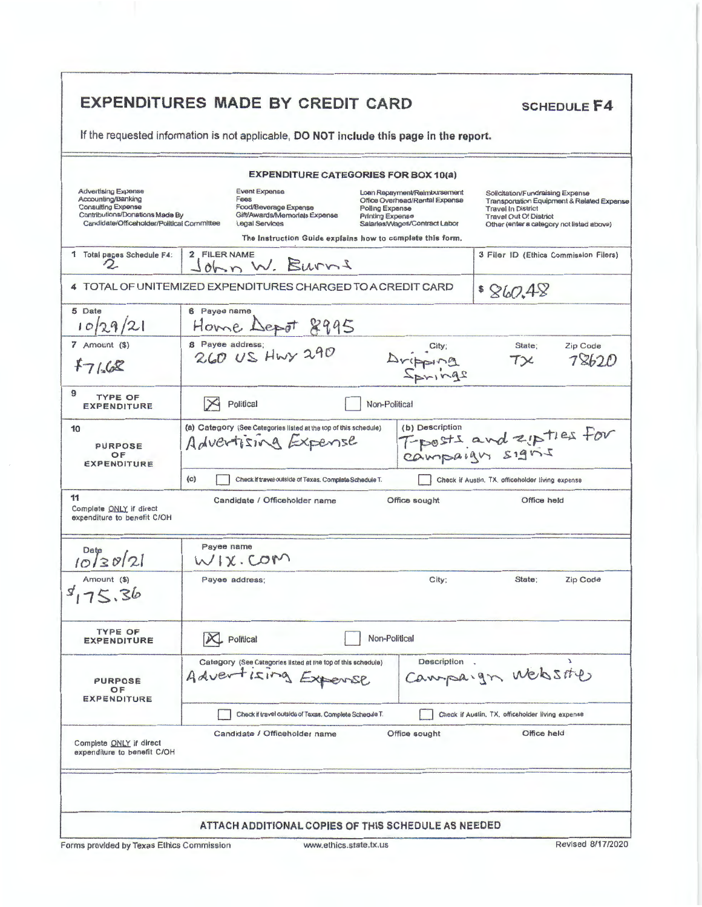# EXPENDITURES MADE BY CREDIT CARD

**SCHEDULE F4**

If the requested information is not applicable, **DO NOT include this page in the report.**

### EXPENDITURE CATEGORIES FOR BOX 10(a)

| | | | |
|---|---|---|---|
| Advertising Expense<br>Accounting/Banking<br>Consulting Expense<br>Contributions/Donations Made By Candidate/Officeholder/Political Committee | Event Expense<br>Fees<br>Food/Beverage Expense<br>Gift/Awards/Memorials Expense<br>Legal Services | Loan Repayment/Reimbursement<br>Office Overhead/Rental Expense<br>Polling Expense<br>Printing Expense<br>Salaries/Wages/Contract Labor | Solicitation/Fundraising Expense<br>Transportation Equipment & Related Expense<br>Travel In District<br>Travel Out Of District<br>Other (enter a category not listed above) |

The Instruction Guide explains how to complete this form.

| | | |
|---|---|---|
| 1 Total pages Schedule F4: 2 | 2 FILER NAME John W. Burns | 3 Filer ID (Ethics Commission Filers) |
| 4 TOTAL OF UNITEMIZED EXPENDITURES CHARGED TO A CREDIT CARD | | $ 860.48 |

| | | | | |
|---|---|---|---|---|
| 5 Date: 10/29/21 | 6 Payee name: Home Depot 8995 | | | |
| 7 Amount ($): $71.68 | 8 Payee address: 260 US Hwy 290 | City: Dripping Springs | State: TX | Zip Code: 78620 |
| 9 TYPE OF EXPENDITURE | [X] Political | [ ] Non-Political | | |
| 10 PURPOSE OF EXPENDITURE | (a) Category (See Categories listed at the top of this schedule): Advertising Expense | (b) Description: T-posts and zipties for campaign signs | | |
| | (c) [ ] Check if travel outside of Texas. Complete Schedule T. | [ ] Check if Austin, TX, officeholder living expense | | |
| 11 Complete ONLY if direct expenditure to benefit C/OH | Candidate / Officeholder name | Office sought | Office held | |

| | | | | |
|---|---|---|---|---|
| Date: 10/30/21 | Payee name: WIX.COM | | | |
| Amount ($): $175.36 | Payee address: | City: | State: | Zip Code: |
| TYPE OF EXPENDITURE | [X] Political | [ ] Non-Political | | |
| PURPOSE OF EXPENDITURE | Category (See Categories listed at the top of this schedule): Advertising Expense | Description: Campaign website | | |
| | [ ] Check if travel outside of Texas. Complete Schedule T. | [ ] Check if Austin, TX, officeholder living expense | | |
| Complete ONLY if direct expenditure to benefit C/OH | Candidate / Officeholder name | Office sought | Office held | |

**ATTACH ADDITIONAL COPIES OF THIS SCHEDULE AS NEEDED**

Forms provided by Texas Ethics Commission | www.ethics.state.tx.us | Revised 8/17/2020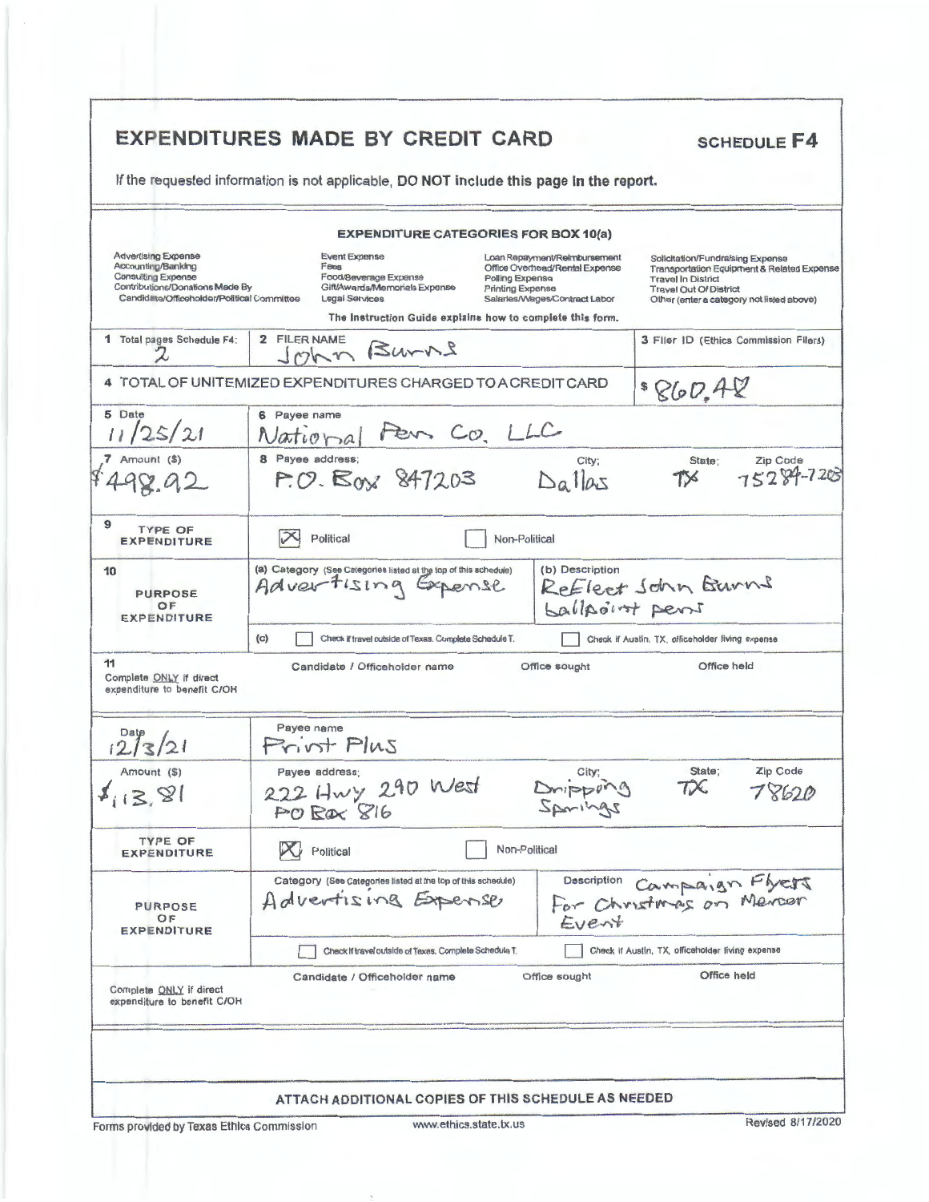# EXPENDITURES MADE BY CREDIT CARD

**SCHEDULE F4**

If the requested information is not applicable, **DO NOT include this page in the report.**

## EXPENDITURE CATEGORIES FOR BOX 10(a)

| | | | |
|---|---|---|---|
| Advertising Expense | Event Expense | Loan Repayment/Reimbursement | Solicitation/Fundraising Expense |
| Accounting/Banking | Fees | Office Overhead/Rental Expense | Transportation Equipment & Related Expense |
| Consulting Expense | Food/Beverage Expense | Polling Expense | Travel In District |
| Contributions/Donations Made By Candidate/Officeholder/Political Committee | Gift/Awards/Memorials Expense | Printing Expense | Travel Out Of District |
| | Legal Services | Salaries/Wages/Contract Labor | Other (enter a category not listed above) |

**The Instruction Guide explains how to complete this form.**

1 Total pages Schedule F4: 2

2 FILER NAME: John Burns

3 Filer ID (Ethics Commission Filers):

4 TOTAL OF UNITEMIZED EXPENDITURES CHARGED TO A CREDIT CARD: $ 860.48

---

5 Date: 11/25/21

6 Payee name: National Pen Co. LLC

7 Amount ($): $498.92

8 Payee address: P.O. Box 847203 City: Dallas State: TX Zip Code: 75284-7203

9 TYPE OF EXPENDITURE: [X] Political [ ] Non-Political

10 PURPOSE OF EXPENDITURE:
(a) Category (See Categories listed at the top of this schedule): Advertising Expense
(b) Description: ReElect John Burns ballpoint pens
(c) [ ] Check if travel outside of Texas. Complete Schedule T. [ ] Check if Austin, TX, officeholder living expense

11 Complete ONLY if direct expenditure to benefit C/OH: Candidate / Officeholder name: Office sought: Office held:

---

Date: 12/3/21

Payee name: Print Plus

Amount ($): $113.81

Payee address: 222 Hwy 290 West PO Box 816 City: Dripping Springs State: TX Zip Code: 78620

TYPE OF EXPENDITURE: [X] Political [ ] Non-Political

PURPOSE OF EXPENDITURE:
Category (See Categories listed at the top of this schedule): Advertising Expense
Description: Campaign Flyers For Christmas on Mercer Event
[ ] Check if travel outside of Texas. Complete Schedule T. [ ] Check if Austin, TX, officeholder living expense

Complete ONLY if direct expenditure to benefit C/OH: Candidate / Officeholder name: Office sought: Office held:

---

**ATTACH ADDITIONAL COPIES OF THIS SCHEDULE AS NEEDED**

Forms provided by Texas Ethics Commission www.ethics.state.tx.us Revised 8/17/2020